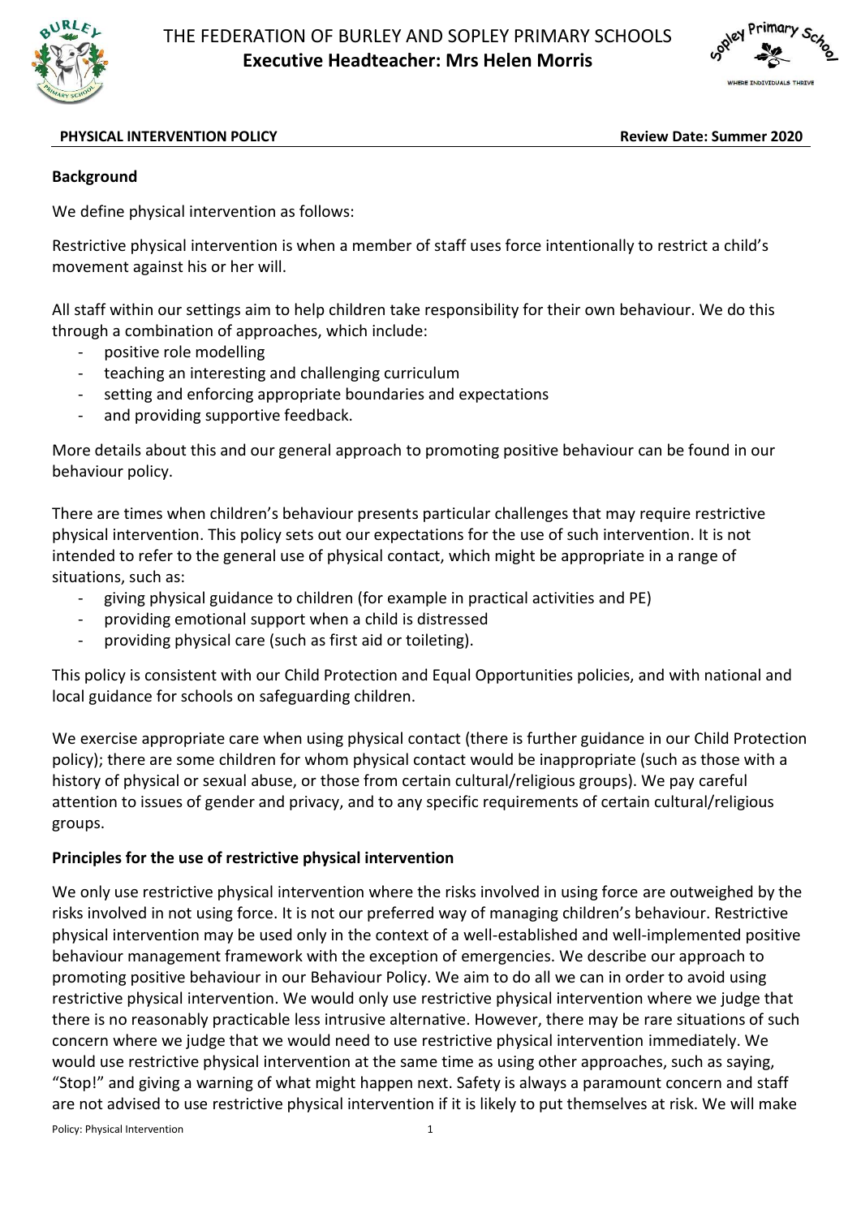# THE FEDERATION OF BURLEY AND SOPLEY PRIMARY SCHOOLS

**Executive Headteacher: Mrs Helen Morris**

**PHYSICAL INTERVENTION POLICY** **Review Date: Summer 2020**

## Background

We define physical intervention as follows:

Restrictive physical intervention is when a member of staff uses force intentionally to restrict a child's movement against his or her will.

All staff within our settings aim to help children take responsibility for their own behaviour. We do this through a combination of approaches, which include:

- positive role modelling
- teaching an interesting and challenging curriculum
- setting and enforcing appropriate boundaries and expectations
- and providing supportive feedback.

More details about this and our general approach to promoting positive behaviour can be found in our behaviour policy.

There are times when children's behaviour presents particular challenges that may require restrictive physical intervention. This policy sets out our expectations for the use of such intervention. It is not intended to refer to the general use of physical contact, which might be appropriate in a range of situations, such as:

- giving physical guidance to children (for example in practical activities and PE)
- providing emotional support when a child is distressed
- providing physical care (such as first aid or toileting).

This policy is consistent with our Child Protection and Equal Opportunities policies, and with national and local guidance for schools on safeguarding children.

We exercise appropriate care when using physical contact (there is further guidance in our Child Protection policy); there are some children for whom physical contact would be inappropriate (such as those with a history of physical or sexual abuse, or those from certain cultural/religious groups). We pay careful attention to issues of gender and privacy, and to any specific requirements of certain cultural/religious groups.

## Principles for the use of restrictive physical intervention

We only use restrictive physical intervention where the risks involved in using force are outweighed by the risks involved in not using force. It is not our preferred way of managing children's behaviour. Restrictive physical intervention may be used only in the context of a well-established and well-implemented positive behaviour management framework with the exception of emergencies. We describe our approach to promoting positive behaviour in our Behaviour Policy. We aim to do all we can in order to avoid using restrictive physical intervention. We would only use restrictive physical intervention where we judge that there is no reasonably practicable less intrusive alternative. However, there may be rare situations of such concern where we judge that we would need to use restrictive physical intervention immediately. We would use restrictive physical intervention at the same time as using other approaches, such as saying, "Stop!" and giving a warning of what might happen next. Safety is always a paramount concern and staff are not advised to use restrictive physical intervention if it is likely to put themselves at risk. We will make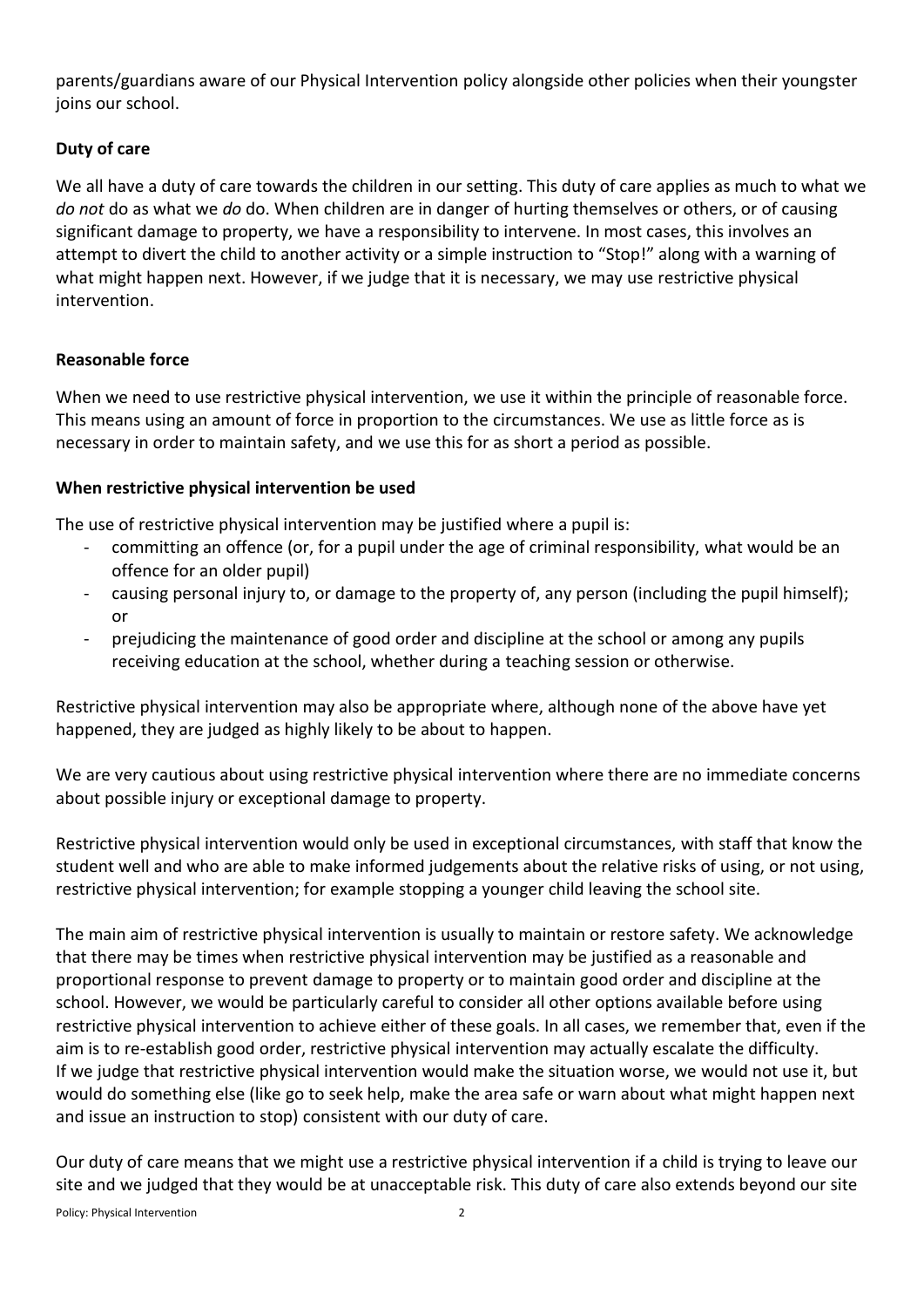parents/guardians aware of our Physical Intervention policy alongside other policies when their youngster joins our school.

**Duty of care**

We all have a duty of care towards the children in our setting. This duty of care applies as much to what we *do not* do as what we *do* do. When children are in danger of hurting themselves or others, or of causing significant damage to property, we have a responsibility to intervene. In most cases, this involves an attempt to divert the child to another activity or a simple instruction to "Stop!" along with a warning of what might happen next. However, if we judge that it is necessary, we may use restrictive physical intervention.

**Reasonable force**

When we need to use restrictive physical intervention, we use it within the principle of reasonable force. This means using an amount of force in proportion to the circumstances. We use as little force as is necessary in order to maintain safety, and we use this for as short a period as possible.

**When restrictive physical intervention be used**

The use of restrictive physical intervention may be justified where a pupil is:

- committing an offence (or, for a pupil under the age of criminal responsibility, what would be an offence for an older pupil)
- causing personal injury to, or damage to the property of, any person (including the pupil himself); or
- prejudicing the maintenance of good order and discipline at the school or among any pupils receiving education at the school, whether during a teaching session or otherwise.

Restrictive physical intervention may also be appropriate where, although none of the above have yet happened, they are judged as highly likely to be about to happen.

We are very cautious about using restrictive physical intervention where there are no immediate concerns about possible injury or exceptional damage to property.

Restrictive physical intervention would only be used in exceptional circumstances, with staff that know the student well and who are able to make informed judgements about the relative risks of using, or not using, restrictive physical intervention; for example stopping a younger child leaving the school site.

The main aim of restrictive physical intervention is usually to maintain or restore safety. We acknowledge that there may be times when restrictive physical intervention may be justified as a reasonable and proportional response to prevent damage to property or to maintain good order and discipline at the school. However, we would be particularly careful to consider all other options available before using restrictive physical intervention to achieve either of these goals. In all cases, we remember that, even if the aim is to re-establish good order, restrictive physical intervention may actually escalate the difficulty. If we judge that restrictive physical intervention would make the situation worse, we would not use it, but would do something else (like go to seek help, make the area safe or warn about what might happen next and issue an instruction to stop) consistent with our duty of care.

Our duty of care means that we might use a restrictive physical intervention if a child is trying to leave our site and we judged that they would be at unacceptable risk. This duty of care also extends beyond our site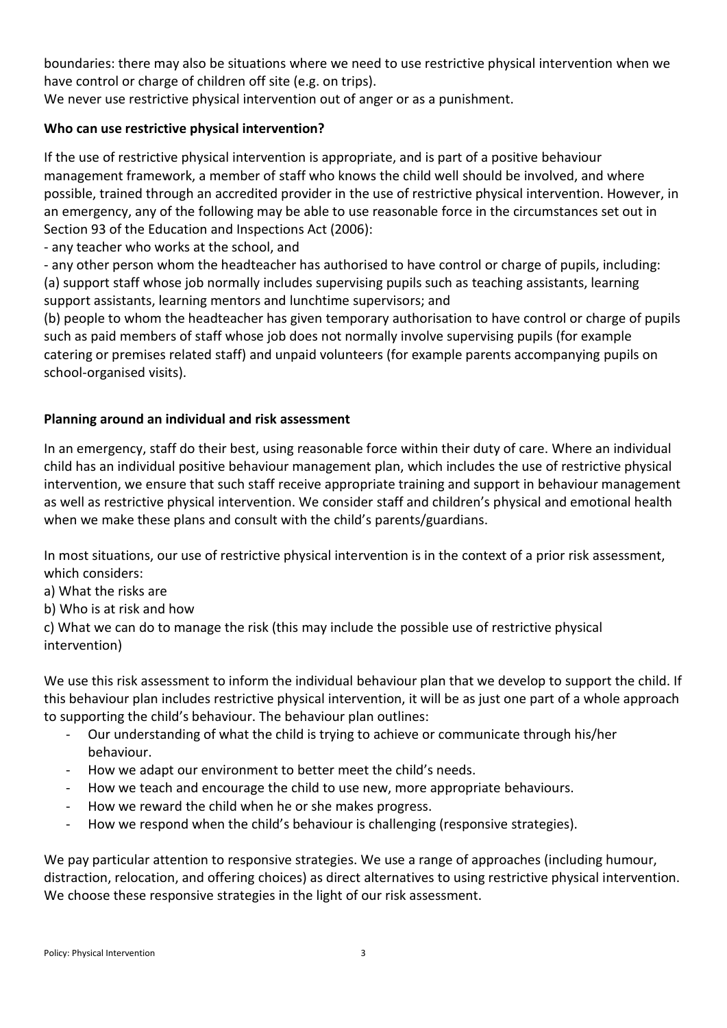boundaries: there may also be situations where we need to use restrictive physical intervention when we have control or charge of children off site (e.g. on trips).
We never use restrictive physical intervention out of anger or as a punishment.

**Who can use restrictive physical intervention?**

If the use of restrictive physical intervention is appropriate, and is part of a positive behaviour management framework, a member of staff who knows the child well should be involved, and where possible, trained through an accredited provider in the use of restrictive physical intervention. However, in an emergency, any of the following may be able to use reasonable force in the circumstances set out in Section 93 of the Education and Inspections Act (2006):

- any teacher who works at the school, and
- any other person whom the headteacher has authorised to have control or charge of pupils, including:
(a) support staff whose job normally includes supervising pupils such as teaching assistants, learning support assistants, learning mentors and lunchtime supervisors; and
(b) people to whom the headteacher has given temporary authorisation to have control or charge of pupils such as paid members of staff whose job does not normally involve supervising pupils (for example catering or premises related staff) and unpaid volunteers (for example parents accompanying pupils on school-organised visits).

**Planning around an individual and risk assessment**

In an emergency, staff do their best, using reasonable force within their duty of care. Where an individual child has an individual positive behaviour management plan, which includes the use of restrictive physical intervention, we ensure that such staff receive appropriate training and support in behaviour management as well as restrictive physical intervention. We consider staff and children's physical and emotional health when we make these plans and consult with the child's parents/guardians.

In most situations, our use of restrictive physical intervention is in the context of a prior risk assessment, which considers:

a) What the risks are
b) Who is at risk and how
c) What we can do to manage the risk (this may include the possible use of restrictive physical intervention)

We use this risk assessment to inform the individual behaviour plan that we develop to support the child. If this behaviour plan includes restrictive physical intervention, it will be as just one part of a whole approach to supporting the child's behaviour. The behaviour plan outlines:

- Our understanding of what the child is trying to achieve or communicate through his/her behaviour.
- How we adapt our environment to better meet the child's needs.
- How we teach and encourage the child to use new, more appropriate behaviours.
- How we reward the child when he or she makes progress.
- How we respond when the child's behaviour is challenging (responsive strategies).

We pay particular attention to responsive strategies. We use a range of approaches (including humour, distraction, relocation, and offering choices) as direct alternatives to using restrictive physical intervention. We choose these responsive strategies in the light of our risk assessment.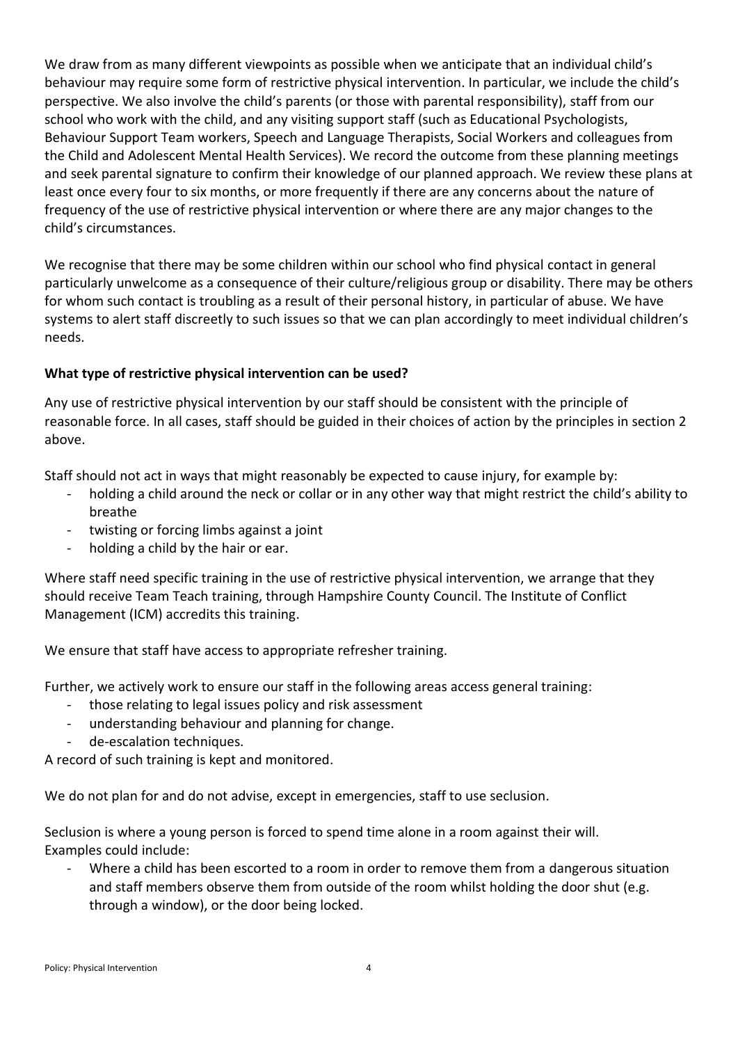We draw from as many different viewpoints as possible when we anticipate that an individual child's behaviour may require some form of restrictive physical intervention. In particular, we include the child's perspective. We also involve the child's parents (or those with parental responsibility), staff from our school who work with the child, and any visiting support staff (such as Educational Psychologists, Behaviour Support Team workers, Speech and Language Therapists, Social Workers and colleagues from the Child and Adolescent Mental Health Services). We record the outcome from these planning meetings and seek parental signature to confirm their knowledge of our planned approach. We review these plans at least once every four to six months, or more frequently if there are any concerns about the nature of frequency of the use of restrictive physical intervention or where there are any major changes to the child's circumstances.

We recognise that there may be some children within our school who find physical contact in general particularly unwelcome as a consequence of their culture/religious group or disability. There may be others for whom such contact is troubling as a result of their personal history, in particular of abuse. We have systems to alert staff discreetly to such issues so that we can plan accordingly to meet individual children's needs.

**What type of restrictive physical intervention can be used?**

Any use of restrictive physical intervention by our staff should be consistent with the principle of reasonable force. In all cases, staff should be guided in their choices of action by the principles in section 2 above.

Staff should not act in ways that might reasonably be expected to cause injury, for example by:

- holding a child around the neck or collar or in any other way that might restrict the child's ability to breathe
- twisting or forcing limbs against a joint
- holding a child by the hair or ear.

Where staff need specific training in the use of restrictive physical intervention, we arrange that they should receive Team Teach training, through Hampshire County Council. The Institute of Conflict Management (ICM) accredits this training.

We ensure that staff have access to appropriate refresher training.

Further, we actively work to ensure our staff in the following areas access general training:

- those relating to legal issues policy and risk assessment
- understanding behaviour and planning for change.
- de-escalation techniques.

A record of such training is kept and monitored.

We do not plan for and do not advise, except in emergencies, staff to use seclusion.

Seclusion is where a young person is forced to spend time alone in a room against their will. Examples could include:

- Where a child has been escorted to a room in order to remove them from a dangerous situation and staff members observe them from outside of the room whilst holding the door shut (e.g. through a window), or the door being locked.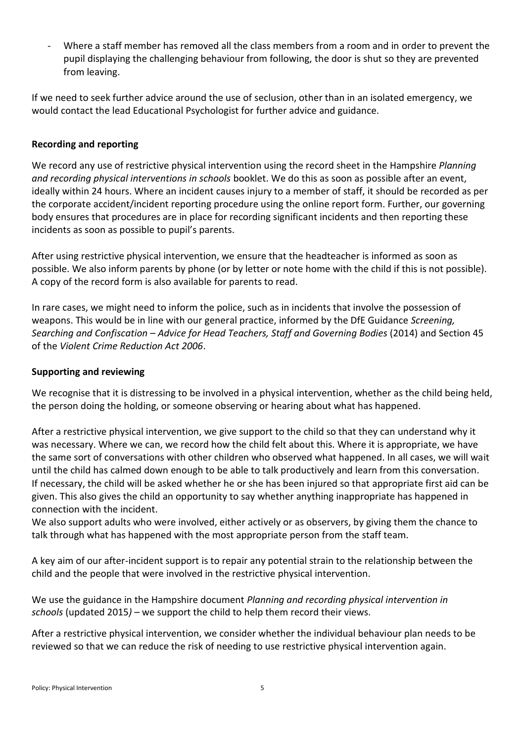- Where a staff member has removed all the class members from a room and in order to prevent the pupil displaying the challenging behaviour from following, the door is shut so they are prevented from leaving.

If we need to seek further advice around the use of seclusion, other than in an isolated emergency, we would contact the lead Educational Psychologist for further advice and guidance.

**Recording and reporting**

We record any use of restrictive physical intervention using the record sheet in the Hampshire *Planning and recording physical interventions in schools* booklet. We do this as soon as possible after an event, ideally within 24 hours. Where an incident causes injury to a member of staff, it should be recorded as per the corporate accident/incident reporting procedure using the online report form. Further, our governing body ensures that procedures are in place for recording significant incidents and then reporting these incidents as soon as possible to pupil's parents.

After using restrictive physical intervention, we ensure that the headteacher is informed as soon as possible. We also inform parents by phone (or by letter or note home with the child if this is not possible). A copy of the record form is also available for parents to read.

In rare cases, we might need to inform the police, such as in incidents that involve the possession of weapons. This would be in line with our general practice, informed by the DfE Guidance *Screening, Searching and Confiscation – Advice for Head Teachers, Staff and Governing Bodies* (2014) and Section 45 of the *Violent Crime Reduction Act 2006*.

**Supporting and reviewing**

We recognise that it is distressing to be involved in a physical intervention, whether as the child being held, the person doing the holding, or someone observing or hearing about what has happened.

After a restrictive physical intervention, we give support to the child so that they can understand why it was necessary. Where we can, we record how the child felt about this. Where it is appropriate, we have the same sort of conversations with other children who observed what happened. In all cases, we will wait until the child has calmed down enough to be able to talk productively and learn from this conversation. If necessary, the child will be asked whether he or she has been injured so that appropriate first aid can be given. This also gives the child an opportunity to say whether anything inappropriate has happened in connection with the incident.
We also support adults who were involved, either actively or as observers, by giving them the chance to talk through what has happened with the most appropriate person from the staff team.

A key aim of our after-incident support is to repair any potential strain to the relationship between the child and the people that were involved in the restrictive physical intervention.

We use the guidance in the Hampshire document *Planning and recording physical intervention in schools* (updated 2015) – we support the child to help them record their views.

After a restrictive physical intervention, we consider whether the individual behaviour plan needs to be reviewed so that we can reduce the risk of needing to use restrictive physical intervention again.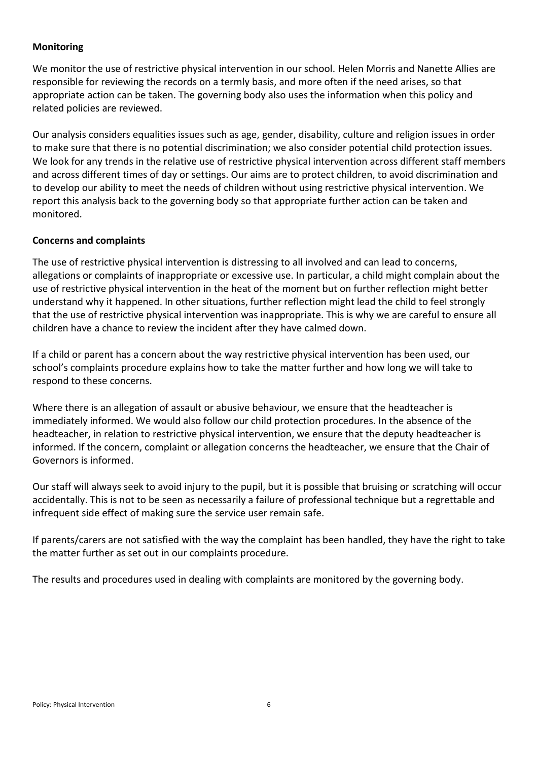**Monitoring**

We monitor the use of restrictive physical intervention in our school. Helen Morris and Nanette Allies are responsible for reviewing the records on a termly basis, and more often if the need arises, so that appropriate action can be taken. The governing body also uses the information when this policy and related policies are reviewed.

Our analysis considers equalities issues such as age, gender, disability, culture and religion issues in order to make sure that there is no potential discrimination; we also consider potential child protection issues. We look for any trends in the relative use of restrictive physical intervention across different staff members and across different times of day or settings. Our aims are to protect children, to avoid discrimination and to develop our ability to meet the needs of children without using restrictive physical intervention. We report this analysis back to the governing body so that appropriate further action can be taken and monitored.

**Concerns and complaints**

The use of restrictive physical intervention is distressing to all involved and can lead to concerns, allegations or complaints of inappropriate or excessive use. In particular, a child might complain about the use of restrictive physical intervention in the heat of the moment but on further reflection might better understand why it happened. In other situations, further reflection might lead the child to feel strongly that the use of restrictive physical intervention was inappropriate. This is why we are careful to ensure all children have a chance to review the incident after they have calmed down.

If a child or parent has a concern about the way restrictive physical intervention has been used, our school's complaints procedure explains how to take the matter further and how long we will take to respond to these concerns.

Where there is an allegation of assault or abusive behaviour, we ensure that the headteacher is immediately informed. We would also follow our child protection procedures. In the absence of the headteacher, in relation to restrictive physical intervention, we ensure that the deputy headteacher is informed. If the concern, complaint or allegation concerns the headteacher, we ensure that the Chair of Governors is informed.

Our staff will always seek to avoid injury to the pupil, but it is possible that bruising or scratching will occur accidentally. This is not to be seen as necessarily a failure of professional technique but a regrettable and infrequent side effect of making sure the service user remain safe.

If parents/carers are not satisfied with the way the complaint has been handled, they have the right to take the matter further as set out in our complaints procedure.

The results and procedures used in dealing with complaints are monitored by the governing body.